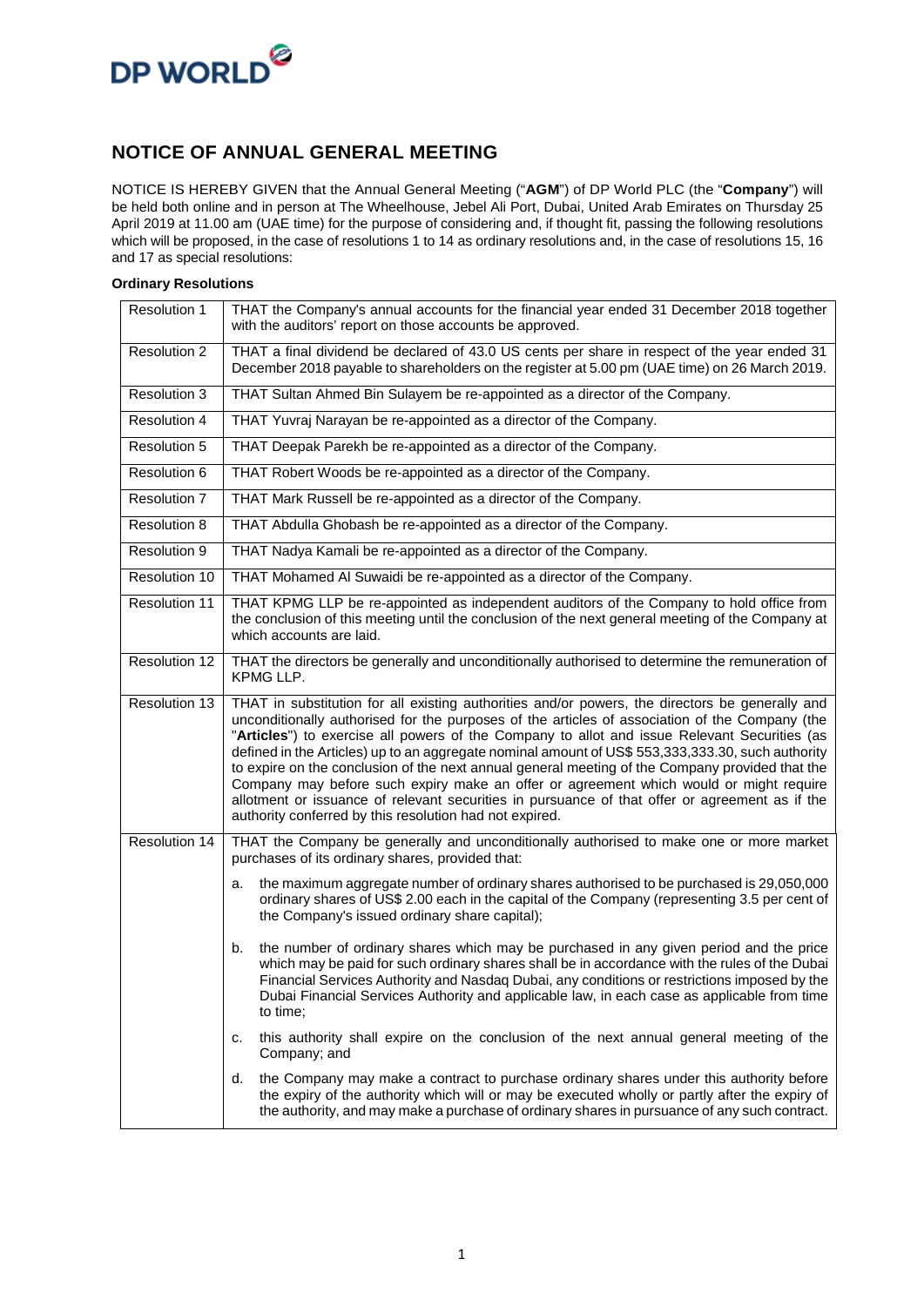DP WORLD

# NOTICE OF ANNUAL GENERAL MEETING

NOTICE IS HEREBY GIVEN that the Annual General Meeting ("**AGM**") of DP World PLC (the "**Company**") will be held both online and in person at The Wheelhouse, Jebel Ali Port, Dubai, United Arab Emirates on Thursday 25 April 2019 at 11.00 am (UAE time) for the purpose of considering and, if thought fit, passing the following resolutions which will be proposed, in the case of resolutions 1 to 14 as ordinary resolutions and, in the case of resolutions 15, 16 and 17 as special resolutions:

**Ordinary Resolutions**

| | |
|---|---|
| Resolution 1 | THAT the Company's annual accounts for the financial year ended 31 December 2018 together with the auditors' report on those accounts be approved. |
| Resolution 2 | THAT a final dividend be declared of 43.0 US cents per share in respect of the year ended 31 December 2018 payable to shareholders on the register at 5.00 pm (UAE time) on 26 March 2019. |
| Resolution 3 | THAT Sultan Ahmed Bin Sulayem be re-appointed as a director of the Company. |
| Resolution 4 | THAT Yuvraj Narayan be re-appointed as a director of the Company. |
| Resolution 5 | THAT Deepak Parekh be re-appointed as a director of the Company. |
| Resolution 6 | THAT Robert Woods be re-appointed as a director of the Company. |
| Resolution 7 | THAT Mark Russell be re-appointed as a director of the Company. |
| Resolution 8 | THAT Abdulla Ghobash be re-appointed as a director of the Company. |
| Resolution 9 | THAT Nadya Kamali be re-appointed as a director of the Company. |
| Resolution 10 | THAT Mohamed Al Suwaidi be re-appointed as a director of the Company. |
| Resolution 11 | THAT KPMG LLP be re-appointed as independent auditors of the Company to hold office from the conclusion of this meeting until the conclusion of the next general meeting of the Company at which accounts are laid. |
| Resolution 12 | THAT the directors be generally and unconditionally authorised to determine the remuneration of KPMG LLP. |
| Resolution 13 | THAT in substitution for all existing authorities and/or powers, the directors be generally and unconditionally authorised for the purposes of the articles of association of the Company (the "**Articles**") to exercise all powers of the Company to allot and issue Relevant Securities (as defined in the Articles) up to an aggregate nominal amount of US$ 553,333,333.30, such authority to expire on the conclusion of the next annual general meeting of the Company provided that the Company may before such expiry make an offer or agreement which would or might require allotment or issuance of relevant securities in pursuance of that offer or agreement as if the authority conferred by this resolution had not expired. |
| Resolution 14 | THAT the Company be generally and unconditionally authorised to make one or more market purchases of its ordinary shares, provided that:<br><br>a. the maximum aggregate number of ordinary shares authorised to be purchased is 29,050,000 ordinary shares of US$ 2.00 each in the capital of the Company (representing 3.5 per cent of the Company's issued ordinary share capital);<br><br>b. the number of ordinary shares which may be purchased in any given period and the price which may be paid for such ordinary shares shall be in accordance with the rules of the Dubai Financial Services Authority and Nasdaq Dubai, any conditions or restrictions imposed by the Dubai Financial Services Authority and applicable law, in each case as applicable from time to time;<br><br>c. this authority shall expire on the conclusion of the next annual general meeting of the Company; and<br><br>d. the Company may make a contract to purchase ordinary shares under this authority before the expiry of the authority which will or may be executed wholly or partly after the expiry of the authority, and may make a purchase of ordinary shares in pursuance of any such contract. |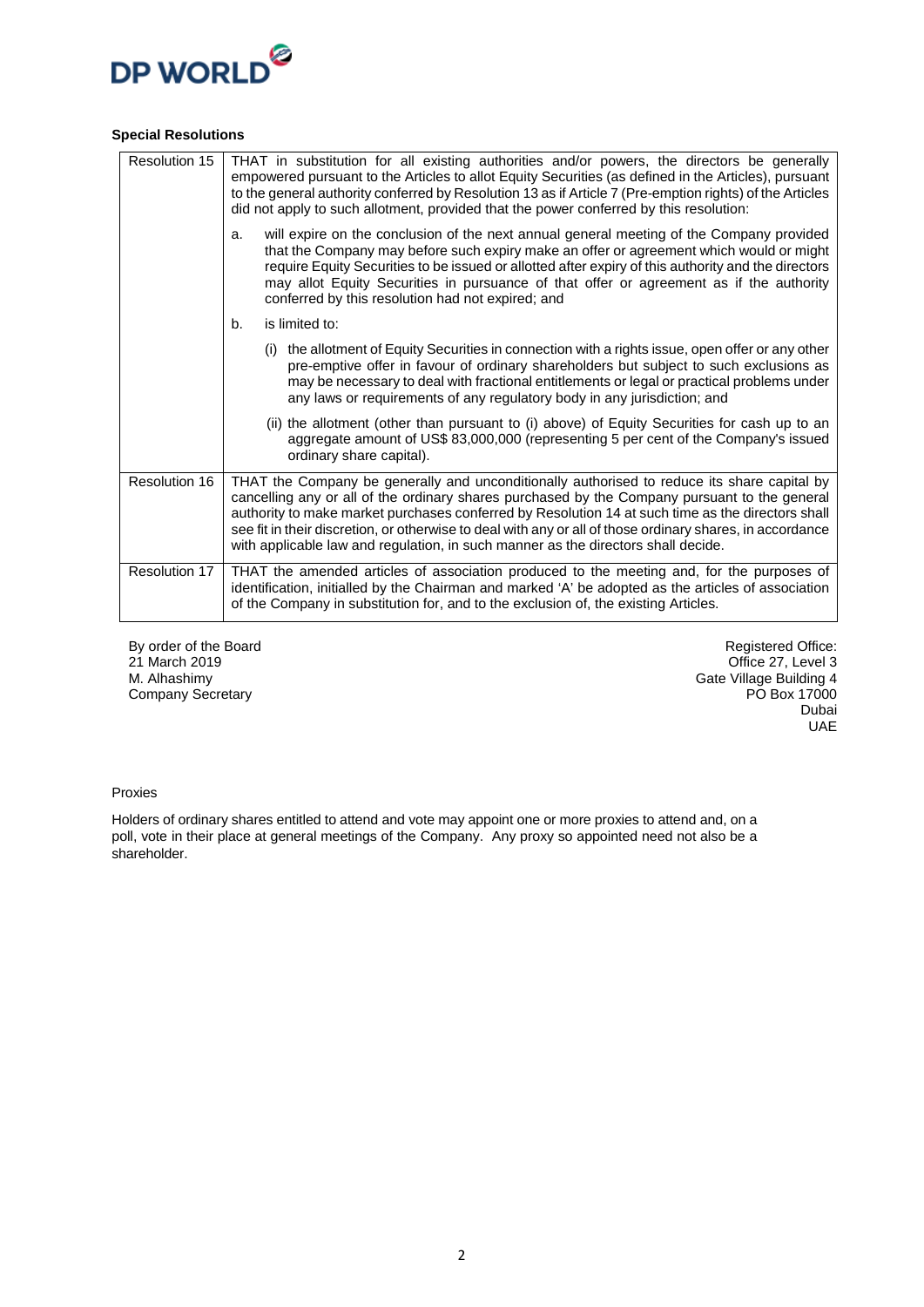**Special Resolutions**

| | |
|---|---|
| Resolution 15 | THAT in substitution for all existing authorities and/or powers, the directors be generally empowered pursuant to the Articles to allot Equity Securities (as defined in the Articles), pursuant to the general authority conferred by Resolution 13 as if Article 7 (Pre-emption rights) of the Articles did not apply to such allotment, provided that the power conferred by this resolution:<br><br>a. will expire on the conclusion of the next annual general meeting of the Company provided that the Company may before such expiry make an offer or agreement which would or might require Equity Securities to be issued or allotted after expiry of this authority and the directors may allot Equity Securities in pursuance of that offer or agreement as if the authority conferred by this resolution had not expired; and<br><br>b. is limited to:<br><br>(i) the allotment of Equity Securities in connection with a rights issue, open offer or any other pre-emptive offer in favour of ordinary shareholders but subject to such exclusions as may be necessary to deal with fractional entitlements or legal or practical problems under any laws or requirements of any regulatory body in any jurisdiction; and<br><br>(ii) the allotment (other than pursuant to (i) above) of Equity Securities for cash up to an aggregate amount of US$ 83,000,000 (representing 5 per cent of the Company's issued ordinary share capital). |
| Resolution 16 | THAT the Company be generally and unconditionally authorised to reduce its share capital by cancelling any or all of the ordinary shares purchased by the Company pursuant to the general authority to make market purchases conferred by Resolution 14 at such time as the directors shall see fit in their discretion, or otherwise to deal with any or all of those ordinary shares, in accordance with applicable law and regulation, in such manner as the directors shall decide. |
| Resolution 17 | THAT the amended articles of association produced to the meeting and, for the purposes of identification, initialled by the Chairman and marked 'A' be adopted as the articles of association of the Company in substitution for, and to the exclusion of, the existing Articles. |

By order of the Board
21 March 2019
M. Alhashimy
Company Secretary

Registered Office:
Office 27, Level 3
Gate Village Building 4
PO Box 17000
Dubai
UAE

Proxies

Holders of ordinary shares entitled to attend and vote may appoint one or more proxies to attend and, on a poll, vote in their place at general meetings of the Company. Any proxy so appointed need not also be a shareholder.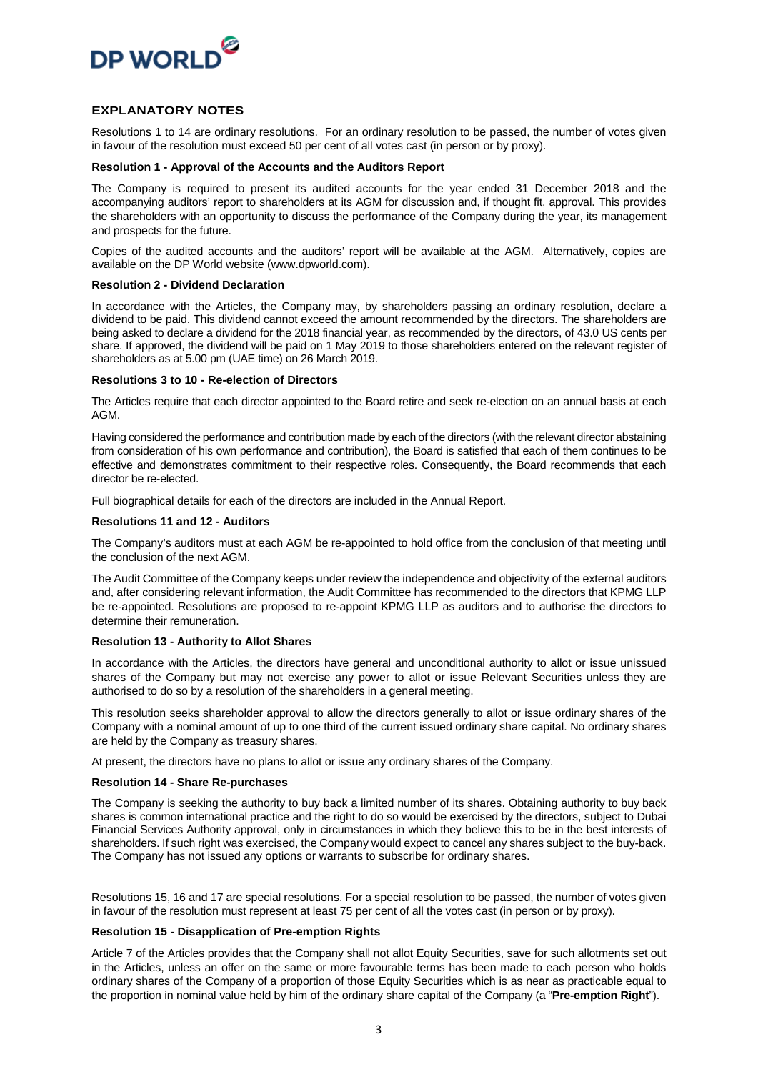## EXPLANATORY NOTES

Resolutions 1 to 14 are ordinary resolutions. For an ordinary resolution to be passed, the number of votes given in favour of the resolution must exceed 50 per cent of all votes cast (in person or by proxy).

**Resolution 1 - Approval of the Accounts and the Auditors Report**

The Company is required to present its audited accounts for the year ended 31 December 2018 and the accompanying auditors' report to shareholders at its AGM for discussion and, if thought fit, approval. This provides the shareholders with an opportunity to discuss the performance of the Company during the year, its management and prospects for the future.

Copies of the audited accounts and the auditors' report will be available at the AGM. Alternatively, copies are available on the DP World website (www.dpworld.com).

**Resolution 2 - Dividend Declaration**

In accordance with the Articles, the Company may, by shareholders passing an ordinary resolution, declare a dividend to be paid. This dividend cannot exceed the amount recommended by the directors. The shareholders are being asked to declare a dividend for the 2018 financial year, as recommended by the directors, of 43.0 US cents per share. If approved, the dividend will be paid on 1 May 2019 to those shareholders entered on the relevant register of shareholders as at 5.00 pm (UAE time) on 26 March 2019.

**Resolutions 3 to 10 - Re-election of Directors**

The Articles require that each director appointed to the Board retire and seek re-election on an annual basis at each AGM.

Having considered the performance and contribution made by each of the directors (with the relevant director abstaining from consideration of his own performance and contribution), the Board is satisfied that each of them continues to be effective and demonstrates commitment to their respective roles. Consequently, the Board recommends that each director be re-elected.

Full biographical details for each of the directors are included in the Annual Report.

**Resolutions 11 and 12 - Auditors**

The Company's auditors must at each AGM be re-appointed to hold office from the conclusion of that meeting until the conclusion of the next AGM.

The Audit Committee of the Company keeps under review the independence and objectivity of the external auditors and, after considering relevant information, the Audit Committee has recommended to the directors that KPMG LLP be re-appointed. Resolutions are proposed to re-appoint KPMG LLP as auditors and to authorise the directors to determine their remuneration.

**Resolution 13 - Authority to Allot Shares**

In accordance with the Articles, the directors have general and unconditional authority to allot or issue unissued shares of the Company but may not exercise any power to allot or issue Relevant Securities unless they are authorised to do so by a resolution of the shareholders in a general meeting.

This resolution seeks shareholder approval to allow the directors generally to allot or issue ordinary shares of the Company with a nominal amount of up to one third of the current issued ordinary share capital. No ordinary shares are held by the Company as treasury shares.

At present, the directors have no plans to allot or issue any ordinary shares of the Company.

**Resolution 14 - Share Re-purchases**

The Company is seeking the authority to buy back a limited number of its shares. Obtaining authority to buy back shares is common international practice and the right to do so would be exercised by the directors, subject to Dubai Financial Services Authority approval, only in circumstances in which they believe this to be in the best interests of shareholders. If such right was exercised, the Company would expect to cancel any shares subject to the buy-back. The Company has not issued any options or warrants to subscribe for ordinary shares.

Resolutions 15, 16 and 17 are special resolutions. For a special resolution to be passed, the number of votes given in favour of the resolution must represent at least 75 per cent of all the votes cast (in person or by proxy).

**Resolution 15 - Disapplication of Pre-emption Rights**

Article 7 of the Articles provides that the Company shall not allot Equity Securities, save for such allotments set out in the Articles, unless an offer on the same or more favourable terms has been made to each person who holds ordinary shares of the Company of a proportion of those Equity Securities which is as near as practicable equal to the proportion in nominal value held by him of the ordinary share capital of the Company (a "**Pre-emption Right**").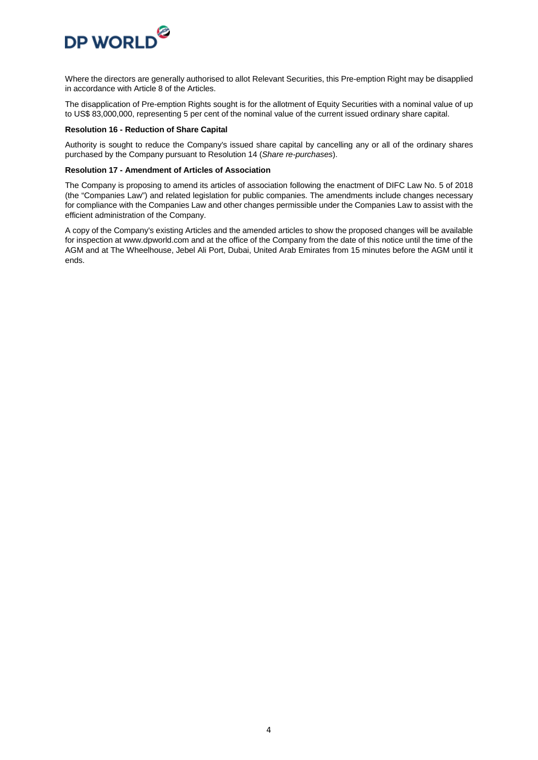Where the directors are generally authorised to allot Relevant Securities, this Pre-emption Right may be disapplied in accordance with Article 8 of the Articles.

The disapplication of Pre-emption Rights sought is for the allotment of Equity Securities with a nominal value of up to US$ 83,000,000, representing 5 per cent of the nominal value of the current issued ordinary share capital.

**Resolution 16 - Reduction of Share Capital**

Authority is sought to reduce the Company's issued share capital by cancelling any or all of the ordinary shares purchased by the Company pursuant to Resolution 14 (*Share re-purchases*).

**Resolution 17 - Amendment of Articles of Association**

The Company is proposing to amend its articles of association following the enactment of DIFC Law No. 5 of 2018 (the "Companies Law") and related legislation for public companies. The amendments include changes necessary for compliance with the Companies Law and other changes permissible under the Companies Law to assist with the efficient administration of the Company.

A copy of the Company's existing Articles and the amended articles to show the proposed changes will be available for inspection at www.dpworld.com and at the office of the Company from the date of this notice until the time of the AGM and at The Wheelhouse, Jebel Ali Port, Dubai, United Arab Emirates from 15 minutes before the AGM until it ends.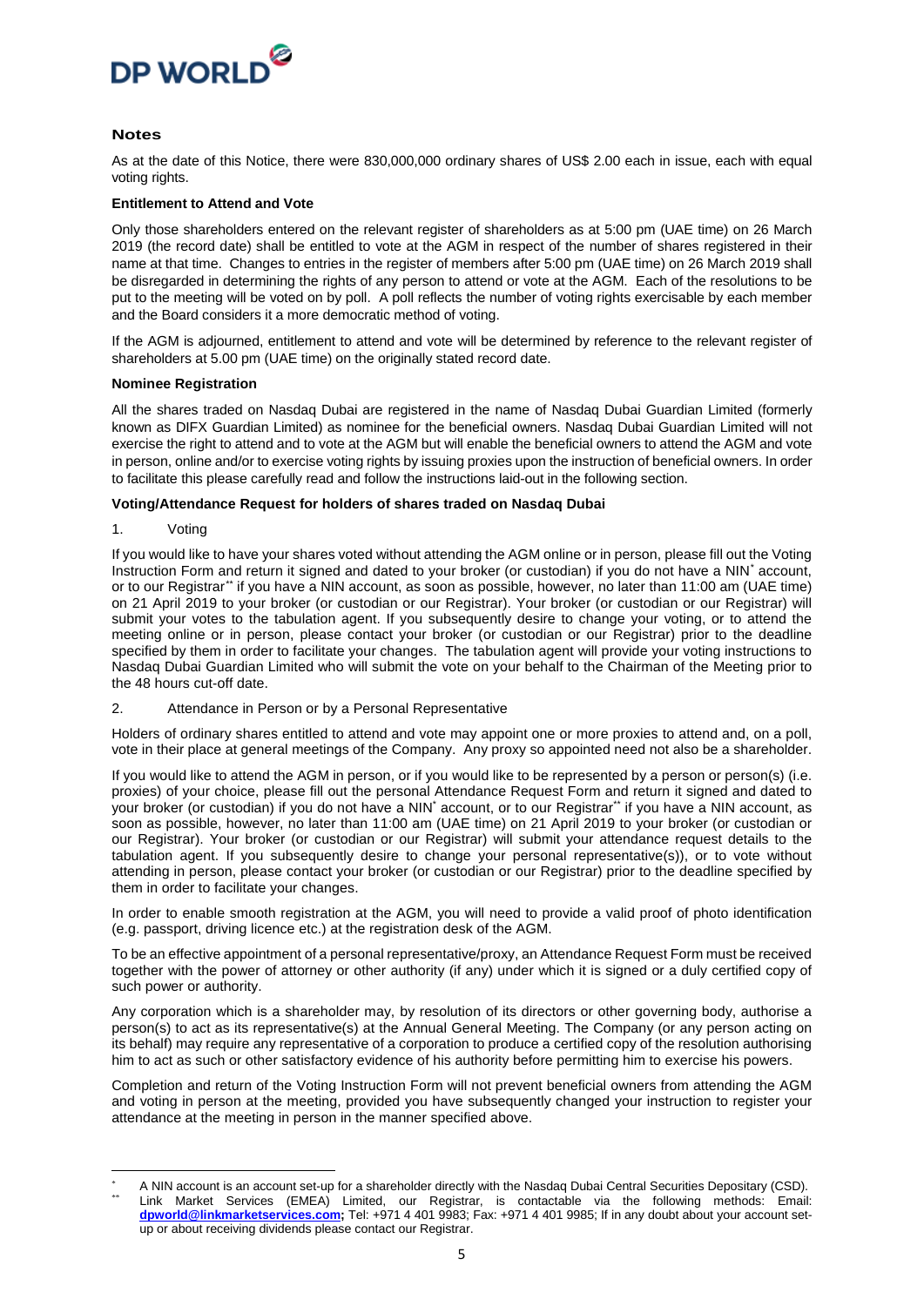## Notes

As at the date of this Notice, there were 830,000,000 ordinary shares of US$ 2.00 each in issue, each with equal voting rights.

**Entitlement to Attend and Vote**

Only those shareholders entered on the relevant register of shareholders as at 5:00 pm (UAE time) on 26 March 2019 (the record date) shall be entitled to vote at the AGM in respect of the number of shares registered in their name at that time. Changes to entries in the register of members after 5:00 pm (UAE time) on 26 March 2019 shall be disregarded in determining the rights of any person to attend or vote at the AGM. Each of the resolutions to be put to the meeting will be voted on by poll. A poll reflects the number of voting rights exercisable by each member and the Board considers it a more democratic method of voting.

If the AGM is adjourned, entitlement to attend and vote will be determined by reference to the relevant register of shareholders at 5.00 pm (UAE time) on the originally stated record date.

**Nominee Registration**

All the shares traded on Nasdaq Dubai are registered in the name of Nasdaq Dubai Guardian Limited (formerly known as DIFX Guardian Limited) as nominee for the beneficial owners. Nasdaq Dubai Guardian Limited will not exercise the right to attend and to vote at the AGM but will enable the beneficial owners to attend the AGM and vote in person, online and/or to exercise voting rights by issuing proxies upon the instruction of beneficial owners. In order to facilitate this please carefully read and follow the instructions laid-out in the following section.

**Voting/Attendance Request for holders of shares traded on Nasdaq Dubai**

1. Voting

If you would like to have your shares voted without attending the AGM online or in person, please fill out the Voting Instruction Form and return it signed and dated to your broker (or custodian) if you do not have a NIN* account, or to our Registrar** if you have a NIN account, as soon as possible, however, no later than 11:00 am (UAE time) on 21 April 2019 to your broker (or custodian or our Registrar). Your broker (or custodian or our Registrar) will submit your votes to the tabulation agent. If you subsequently desire to change your voting, or to attend the meeting online or in person, please contact your broker (or custodian or our Registrar) prior to the deadline specified by them in order to facilitate your changes. The tabulation agent will provide your voting instructions to Nasdaq Dubai Guardian Limited who will submit the vote on your behalf to the Chairman of the Meeting prior to the 48 hours cut-off date.

2. Attendance in Person or by a Personal Representative

Holders of ordinary shares entitled to attend and vote may appoint one or more proxies to attend and, on a poll, vote in their place at general meetings of the Company. Any proxy so appointed need not also be a shareholder.

If you would like to attend the AGM in person, or if you would like to be represented by a person or person(s) (i.e. proxies) of your choice, please fill out the personal Attendance Request Form and return it signed and dated to your broker (or custodian) if you do not have a NIN* account, or to our Registrar** if you have a NIN account, as soon as possible, however, no later than 11:00 am (UAE time) on 21 April 2019 to your broker (or custodian or our Registrar). Your broker (or custodian or our Registrar) will submit your attendance request details to the tabulation agent. If you subsequently desire to change your personal representative(s)), or to vote without attending in person, please contact your broker (or custodian or our Registrar) prior to the deadline specified by them in order to facilitate your changes.

In order to enable smooth registration at the AGM, you will need to provide a valid proof of photo identification (e.g. passport, driving licence etc.) at the registration desk of the AGM.

To be an effective appointment of a personal representative/proxy, an Attendance Request Form must be received together with the power of attorney or other authority (if any) under which it is signed or a duly certified copy of such power or authority.

Any corporation which is a shareholder may, by resolution of its directors or other governing body, authorise a person(s) to act as its representative(s) at the Annual General Meeting. The Company (or any person acting on its behalf) may require any representative of a corporation to produce a certified copy of the resolution authorising him to act as such or other satisfactory evidence of his authority before permitting him to exercise his powers.

Completion and return of the Voting Instruction Form will not prevent beneficial owners from attending the AGM and voting in person at the meeting, provided you have subsequently changed your instruction to register your attendance at the meeting in person in the manner specified above.

---

* A NIN account is an account set-up for a shareholder directly with the Nasdaq Dubai Central Securities Depositary (CSD).

** Link Market Services (EMEA) Limited, our Registrar, is contactable via the following methods: Email: **dpworld@linkmarketservices.com;** Tel: +971 4 401 9983; Fax: +971 4 401 9985; If in any doubt about your account set-up or about receiving dividends please contact our Registrar.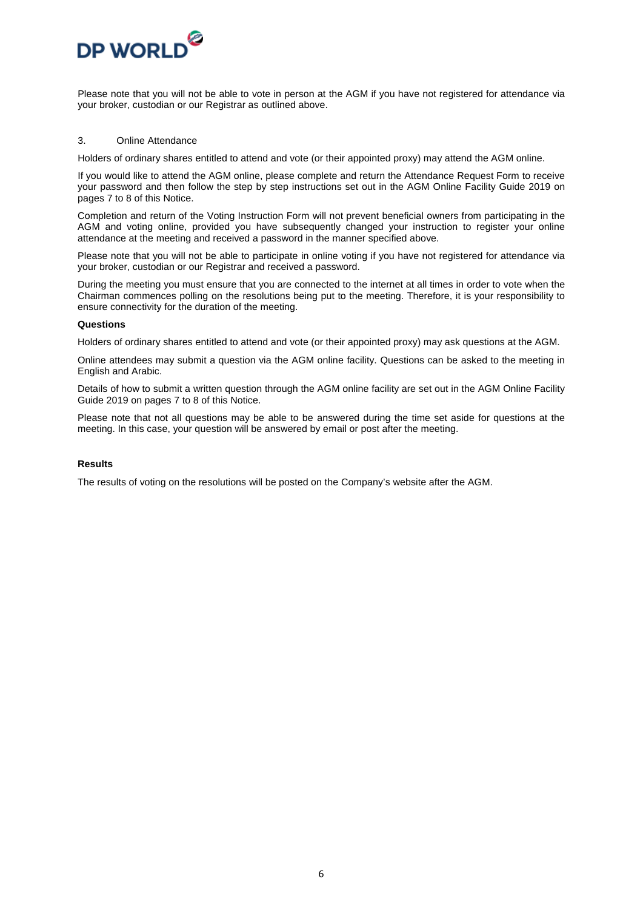Please note that you will not be able to vote in person at the AGM if you have not registered for attendance via your broker, custodian or our Registrar as outlined above.

3. Online Attendance

Holders of ordinary shares entitled to attend and vote (or their appointed proxy) may attend the AGM online.

If you would like to attend the AGM online, please complete and return the Attendance Request Form to receive your password and then follow the step by step instructions set out in the AGM Online Facility Guide 2019 on pages 7 to 8 of this Notice.

Completion and return of the Voting Instruction Form will not prevent beneficial owners from participating in the AGM and voting online, provided you have subsequently changed your instruction to register your online attendance at the meeting and received a password in the manner specified above.

Please note that you will not be able to participate in online voting if you have not registered for attendance via your broker, custodian or our Registrar and received a password.

During the meeting you must ensure that you are connected to the internet at all times in order to vote when the Chairman commences polling on the resolutions being put to the meeting. Therefore, it is your responsibility to ensure connectivity for the duration of the meeting.

**Questions**

Holders of ordinary shares entitled to attend and vote (or their appointed proxy) may ask questions at the AGM.

Online attendees may submit a question via the AGM online facility. Questions can be asked to the meeting in English and Arabic.

Details of how to submit a written question through the AGM online facility are set out in the AGM Online Facility Guide 2019 on pages 7 to 8 of this Notice.

Please note that not all questions may be able to be answered during the time set aside for questions at the meeting. In this case, your question will be answered by email or post after the meeting.

**Results**

The results of voting on the resolutions will be posted on the Company's website after the AGM.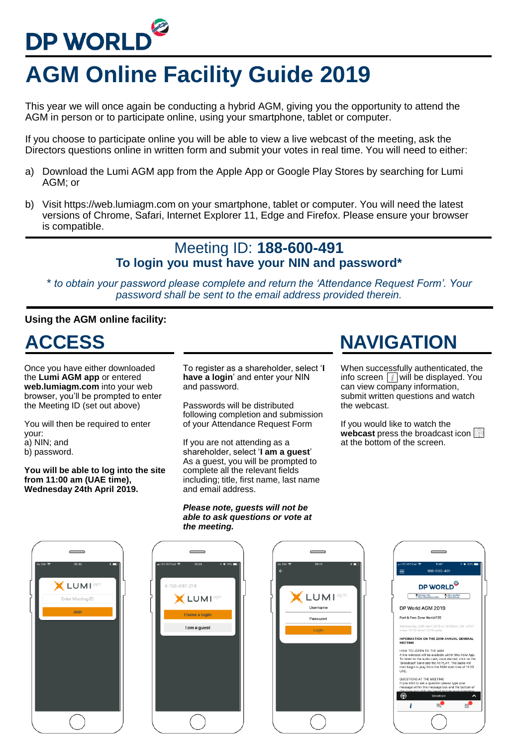# DP WORLD

# AGM Online Facility Guide 2019

This year we will once again be conducting a hybrid AGM, giving you the opportunity to attend the AGM in person or to participate online, using your smartphone, tablet or computer.

If you choose to participate online you will be able to view a live webcast of the meeting, ask the Directors questions online in written form and submit your votes in real time. You will need to either:

a) Download the Lumi AGM app from the Apple App or Google Play Stores by searching for Lumi AGM; or

b) Visit https://web.lumiagm.com on your smartphone, tablet or computer. You will need the latest versions of Chrome, Safari, Internet Explorer 11, Edge and Firefox. Please ensure your browser is compatible.

## Meeting ID: **188-600-491**

### To login you must have your NIN and password*

*\* to obtain your password please complete and return the 'Attendance Request Form'. Your password shall be sent to the email address provided therein.*

**Using the AGM online facility:**

## ACCESS

Once you have either downloaded the **Lumi AGM app** or entered **web.lumiagm.com** into your web browser, you'll be prompted to enter the Meeting ID (set out above)

You will then be required to enter your:
a) NIN; and
b) password.

**You will be able to log into the site from 11:00 am (UAE time), Wednesday 24th April 2019.**

To register as a shareholder, select '**I have a login**' and enter your NIN and password.

Passwords will be distributed following completion and submission of your Attendance Request Form

If you are not attending as a shareholder, select '**I am a guest**' As a guest, you will be prompted to complete all the relevant fields including; title, first name, last name and email address.

***Please note, guests will not be able to ask questions or vote at the meeting.***

## NAVIGATION

When successfully authenticated, the info screen [i] will be displayed. You can view company information, submit written questions and watch the webcast.

If you would like to watch the **webcast** press the broadcast icon at the bottom of the screen.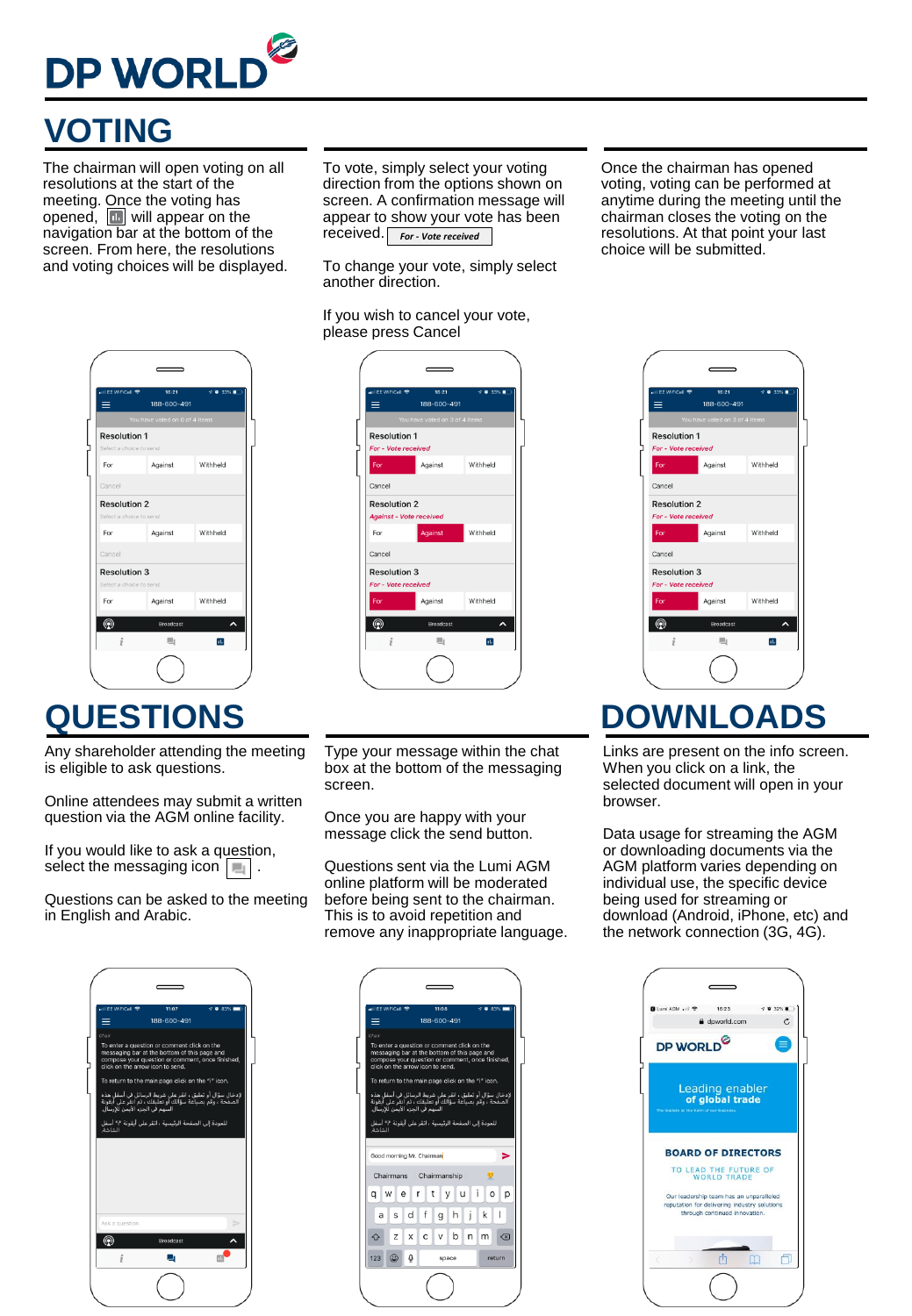# DP WORLD

## VOTING

The chairman will open voting on all resolutions at the start of the meeting. Once the voting has opened, [icon] will appear on the navigation bar at the bottom of the screen. From here, the resolutions and voting choices will be displayed.

To vote, simply select your voting direction from the options shown on screen. A confirmation message will appear to show your vote has been received. *For - Vote received*

To change your vote, simply select another direction.

If you wish to cancel your vote, please press Cancel

Once the chairman has opened voting, voting can be performed at anytime during the meeting until the chairman closes the voting on the resolutions. At that point your last choice will be submitted.

## QUESTIONS

Any shareholder attending the meeting is eligible to ask questions.

Online attendees may submit a written question via the AGM online facility.

If you would like to ask a question, select the messaging icon [icon].

Questions can be asked to the meeting in English and Arabic.

Type your message within the chat box at the bottom of the messaging screen.

Once you are happy with your message click the send button.

Questions sent via the Lumi AGM online platform will be moderated before being sent to the chairman. This is to avoid repetition and remove any inappropriate language.

## DOWNLOADS

Links are present on the info screen. When you click on a link, the selected document will open in your browser.

Data usage for streaming the AGM or downloading documents via the AGM platform varies depending on individual use, the specific device being used for streaming or download (Android, iPhone, etc) and the network connection (3G, 4G).